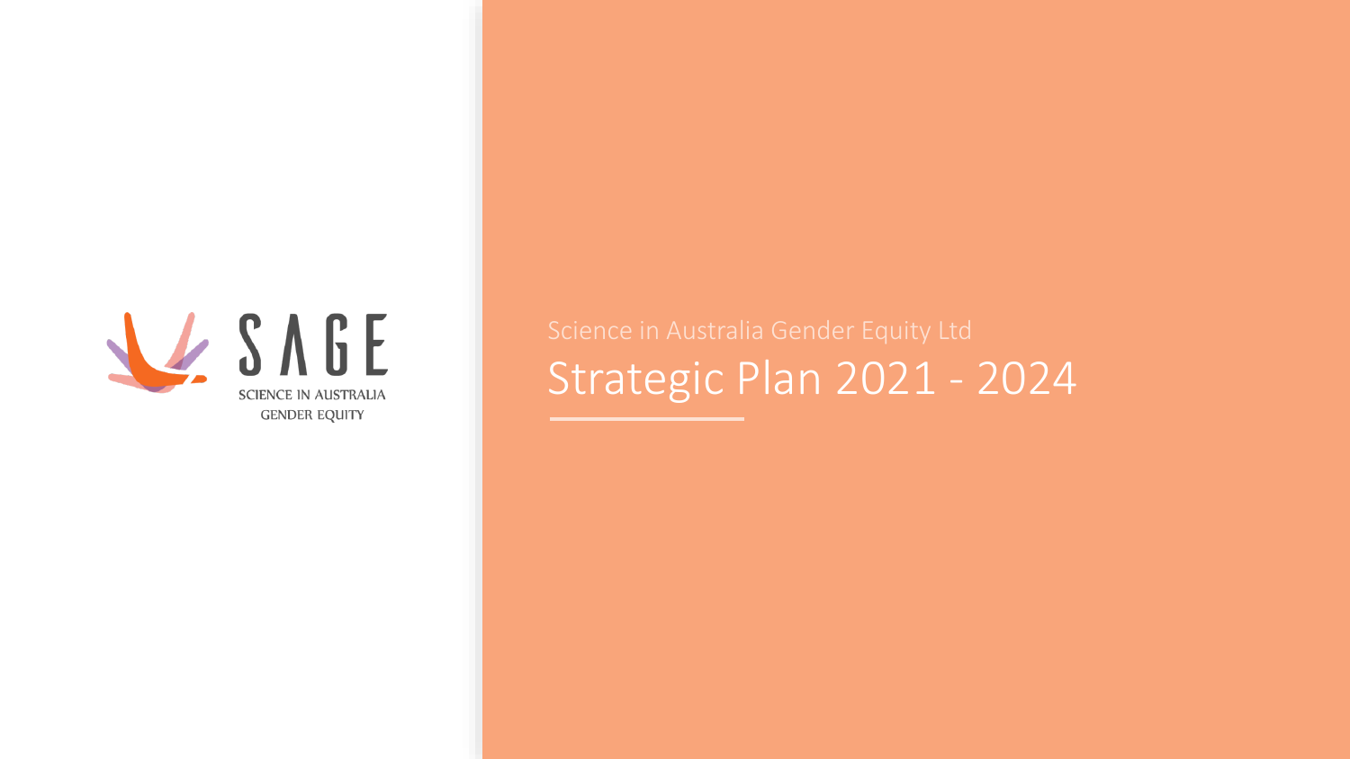SAGE

SCIENCE IN AUSTRALIA GENDER EQUITY

Science in Australia Gender Equity Ltd

# Strategic Plan 2021 - 2024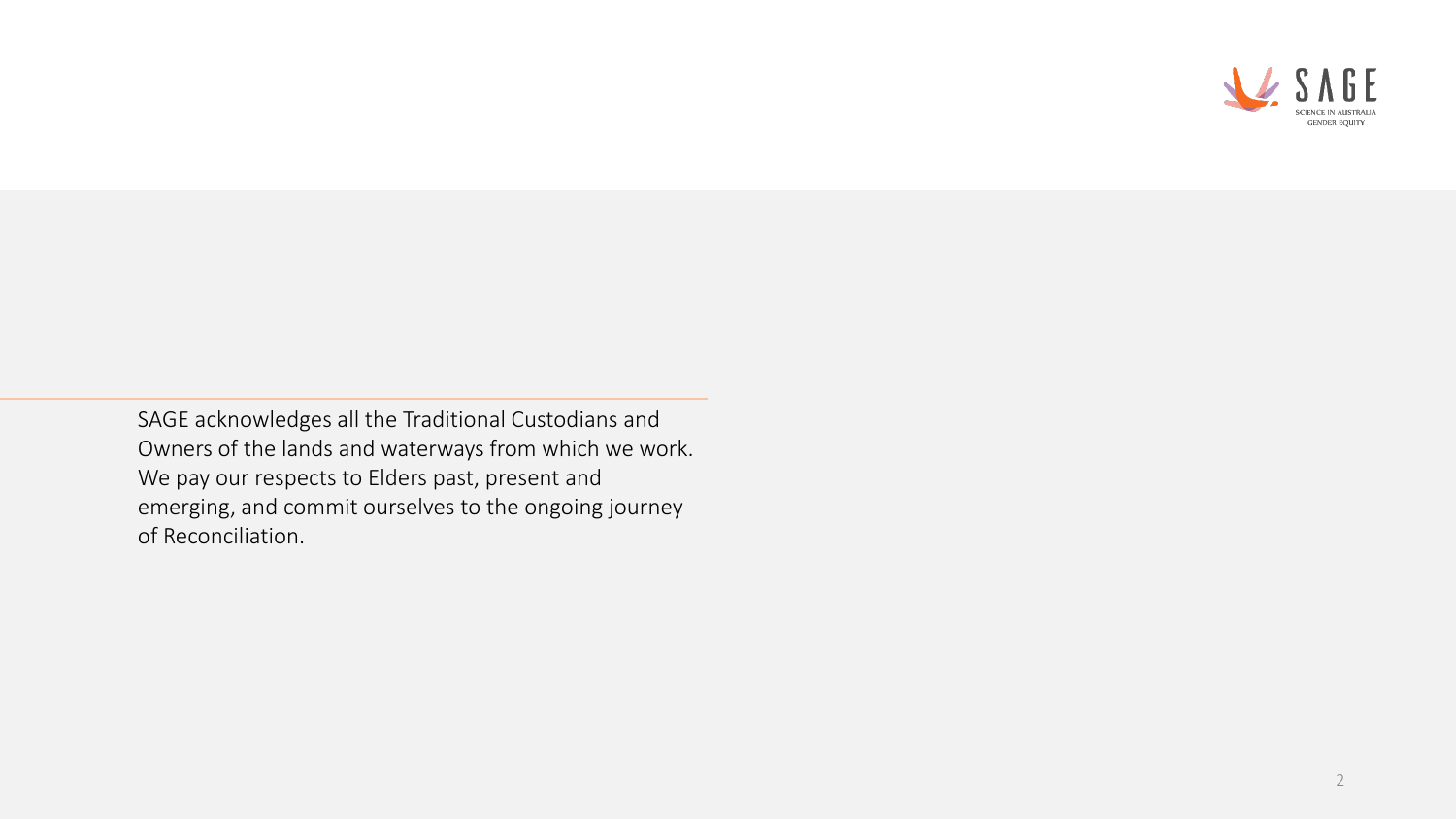SAGE acknowledges all the Traditional Custodians and Owners of the lands and waterways from which we work. We pay our respects to Elders past, present and emerging, and commit ourselves to the ongoing journey of Reconciliation.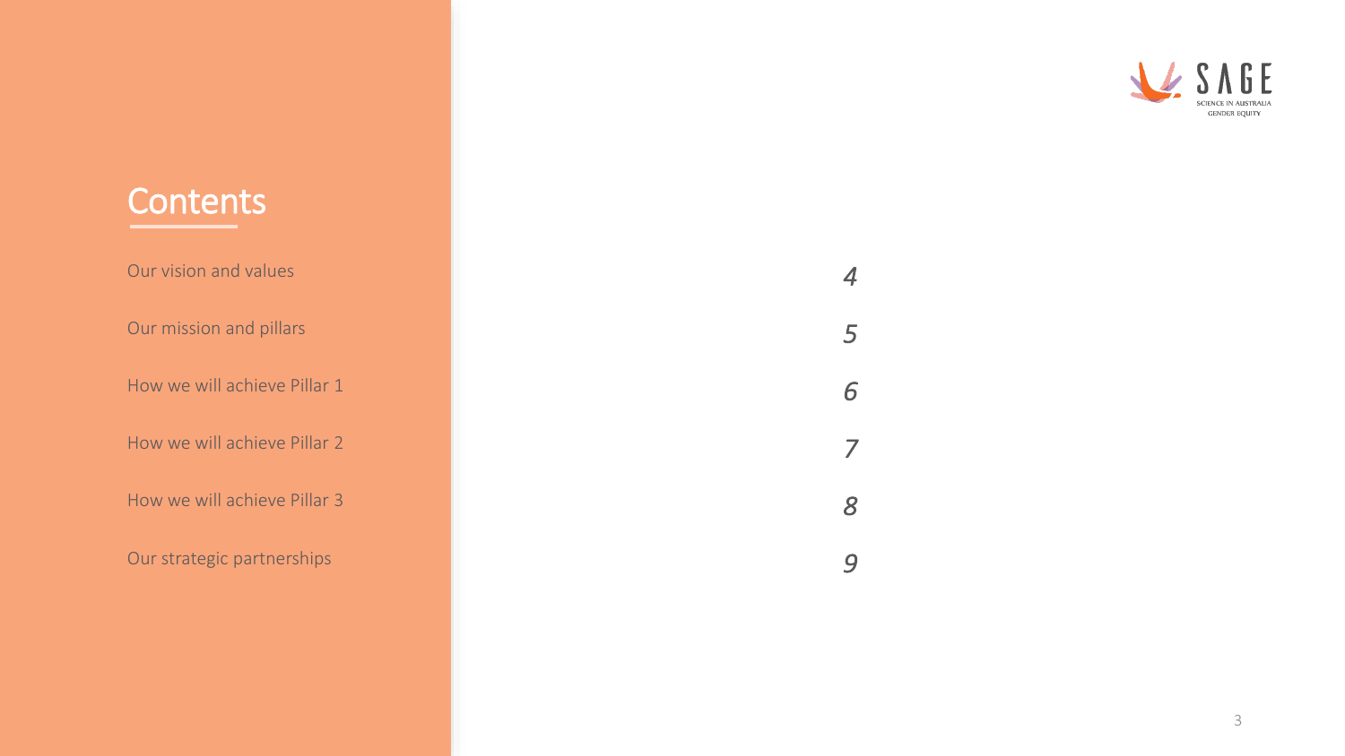# Contents

| | |
|---|---|
| Our vision and values | *4* |
| Our mission and pillars | *5* |
| How we will achieve Pillar 1 | *6* |
| How we will achieve Pillar 2 | *7* |
| How we will achieve Pillar 3 | *8* |
| Our strategic partnerships | *9* |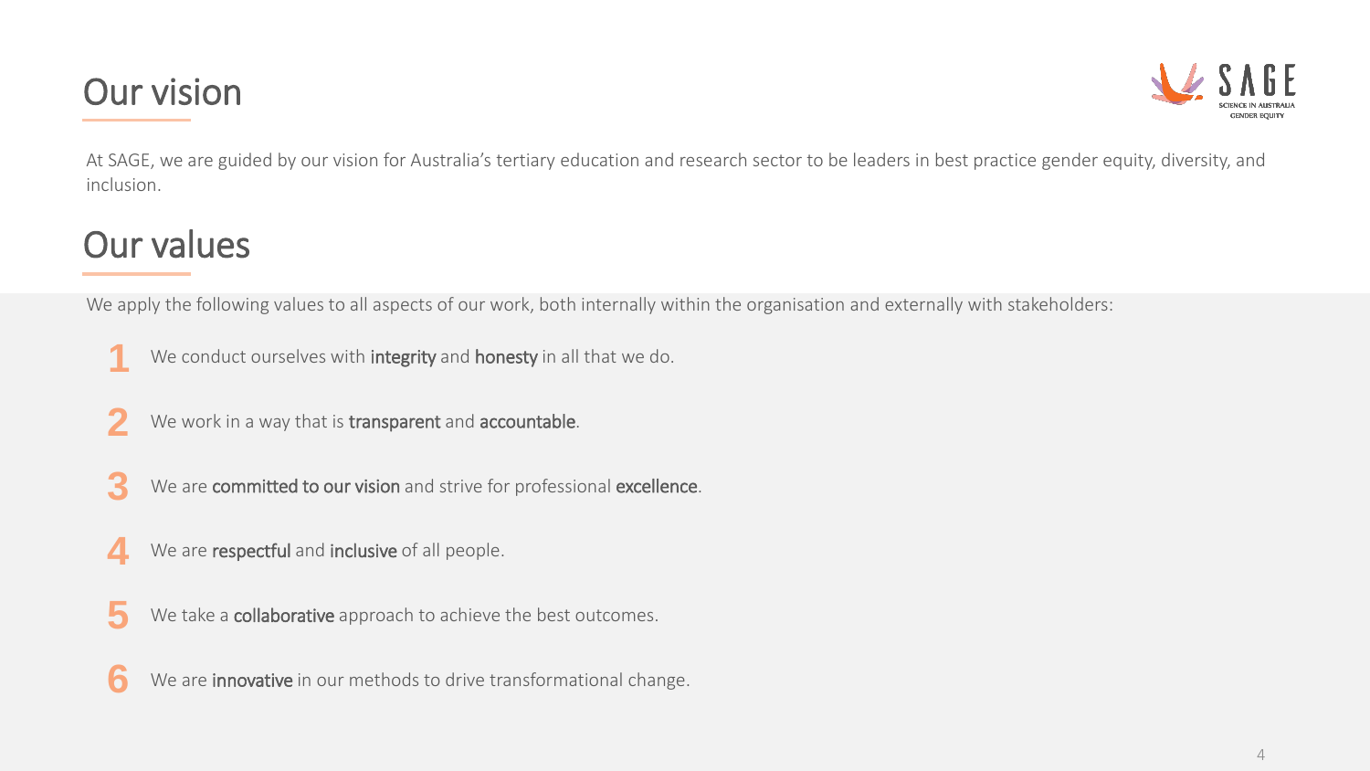## Our vision

At SAGE, we are guided by our vision for Australia's tertiary education and research sector to be leaders in best practice gender equity, diversity, and inclusion.

## Our values

We apply the following values to all aspects of our work, both internally within the organisation and externally with stakeholders:

1. We conduct ourselves with **integrity** and **honesty** in all that we do.
2. We work in a way that is **transparent** and **accountable**.
3. We are **committed to our vision** and strive for professional **excellence**.
4. We are **respectful** and **inclusive** of all people.
5. We take a **collaborative** approach to achieve the best outcomes.
6. We are **innovative** in our methods to drive transformational change.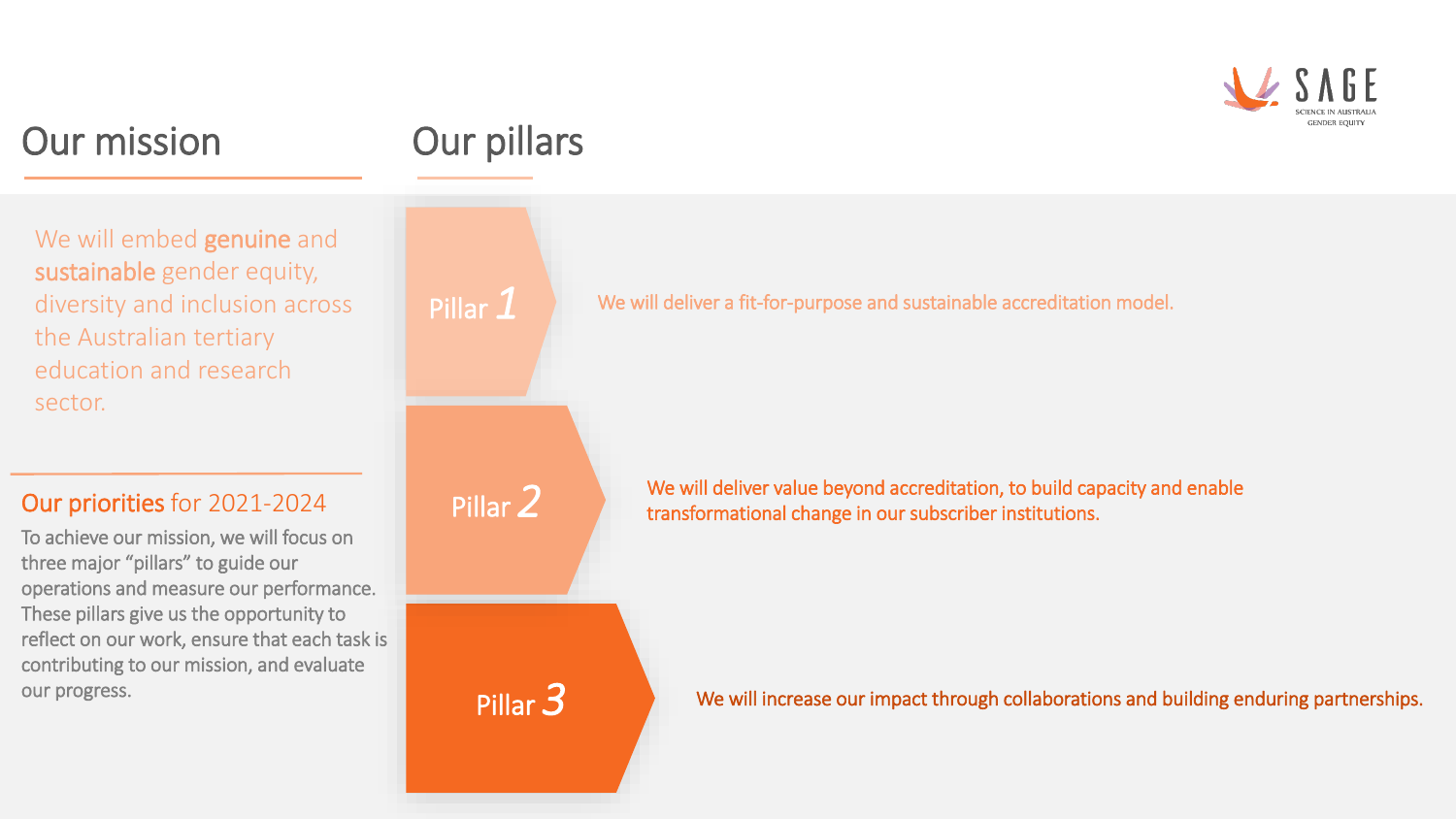## Our mission

We will embed **genuine** and **sustainable** gender equity, diversity and inclusion across the Australian tertiary education and research sector.

### Our priorities for 2021-2024

To achieve our mission, we will focus on three major "pillars" to guide our operations and measure our performance. These pillars give us the opportunity to reflect on our work, ensure that each task is contributing to our mission, and evaluate our progress.

## Our pillars

**Pillar 1**

We will deliver a fit-for-purpose and sustainable accreditation model.

**Pillar 2**

We will deliver value beyond accreditation, to build capacity and enable transformational change in our subscriber institutions.

**Pillar 3**

We will increase our impact through collaborations and building enduring partnerships.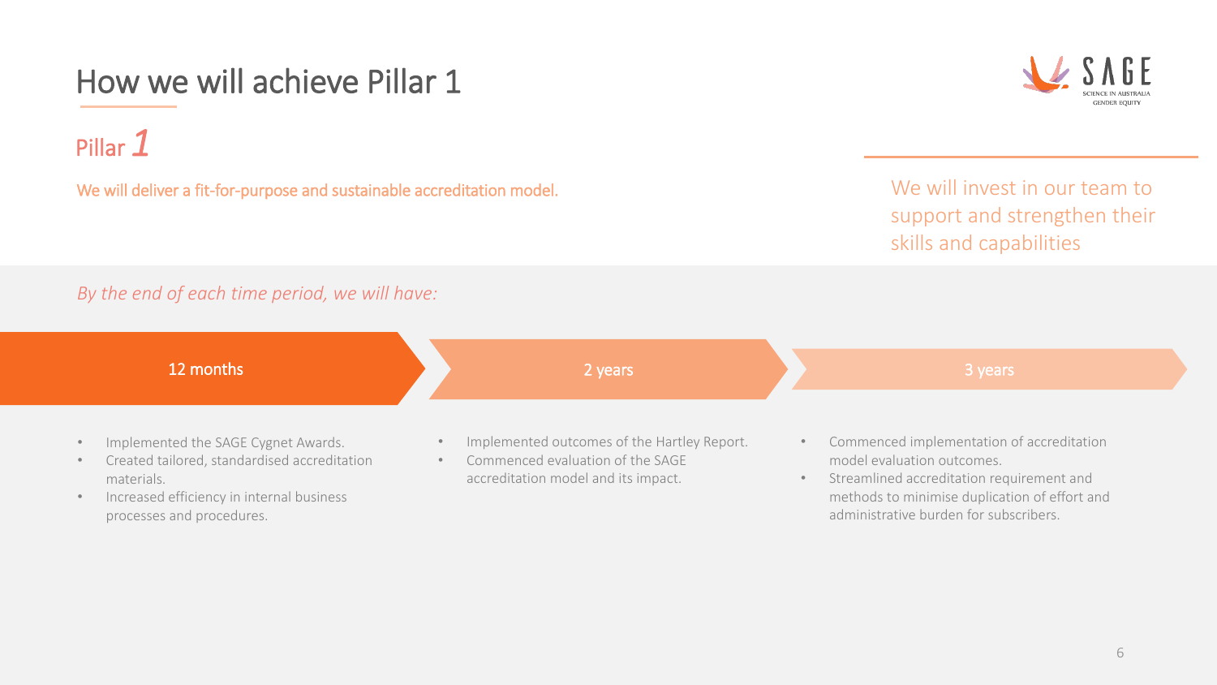# How we will achieve Pillar 1

## Pillar *1*

We will deliver a fit-for-purpose and sustainable accreditation model.

We will invest in our team to support and strengthen their skills and capabilities

*By the end of each time period, we will have:*

### 12 months

- Implemented the SAGE Cygnet Awards.
- Created tailored, standardised accreditation materials.
- Increased efficiency in internal business processes and procedures.

### 2 years

- Implemented outcomes of the Hartley Report.
- Commenced evaluation of the SAGE accreditation model and its impact.

### 3 years

- Commenced implementation of accreditation model evaluation outcomes.
- Streamlined accreditation requirement and methods to minimise duplication of effort and administrative burden for subscribers.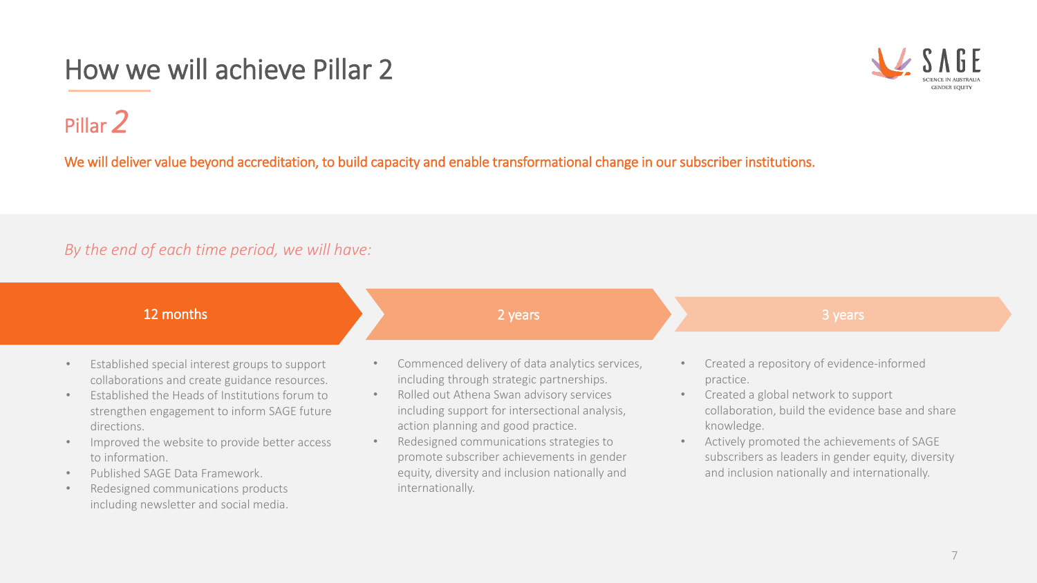# How we will achieve Pillar 2

## Pillar *2*

We will deliver value beyond accreditation, to build capacity and enable transformational change in our subscriber institutions.

*By the end of each time period, we will have:*

### 12 months

- Established special interest groups to support collaborations and create guidance resources.
- Established the Heads of Institutions forum to strengthen engagement to inform SAGE future directions.
- Improved the website to provide better access to information.
- Published SAGE Data Framework.
- Redesigned communications products including newsletter and social media.

### 2 years

- Commenced delivery of data analytics services, including through strategic partnerships.
- Rolled out Athena Swan advisory services including support for intersectional analysis, action planning and good practice.
- Redesigned communications strategies to promote subscriber achievements in gender equity, diversity and inclusion nationally and internationally.

### 3 years

- Created a repository of evidence-informed practice.
- Created a global network to support collaboration, build the evidence base and share knowledge.
- Actively promoted the achievements of SAGE subscribers as leaders in gender equity, diversity and inclusion nationally and internationally.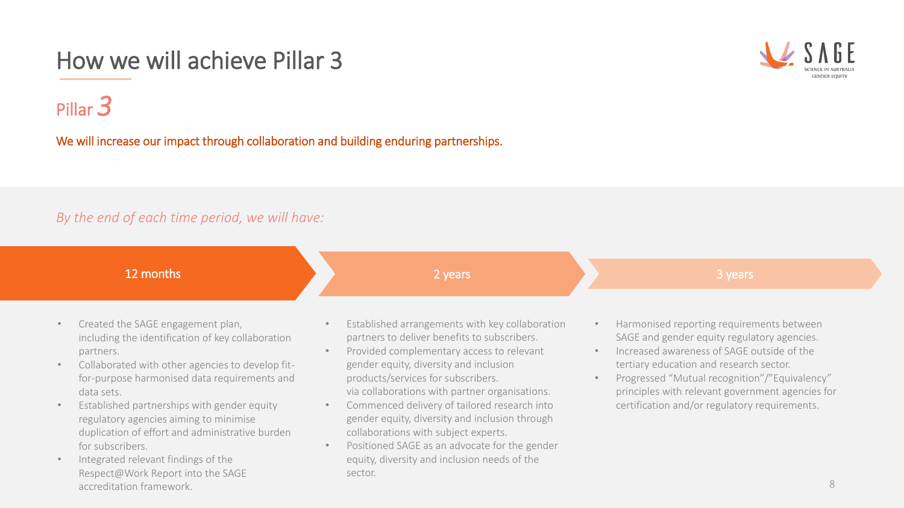# How we will achieve Pillar 3

## Pillar *3*

We will increase our impact through collaboration and building enduring partnerships.

*By the end of each time period, we will have:*

### 12 months

- Created the SAGE engagement plan, including the identification of key collaboration partners.
- Collaborated with other agencies to develop fit-for-purpose harmonised data requirements and data sets.
- Established partnerships with gender equity regulatory agencies aiming to minimise duplication of effort and administrative burden for subscribers.
- Integrated relevant findings of the Respect@Work Report into the SAGE accreditation framework.

### 2 years

- Established arrangements with key collaboration partners to deliver benefits to subscribers.
- Provided complementary access to relevant gender equity, diversity and inclusion products/services for subscribers. via collaborations with partner organisations.
- Commenced delivery of tailored research into gender equity, diversity and inclusion through collaborations with subject experts.
- Positioned SAGE as an advocate for the gender equity, diversity and inclusion needs of the sector.

### 3 years

- Harmonised reporting requirements between SAGE and gender equity regulatory agencies.
- Increased awareness of SAGE outside of the tertiary education and research sector.
- Progressed "Mutual recognition"/"Equivalency" principles with relevant government agencies for certification and/or regulatory requirements.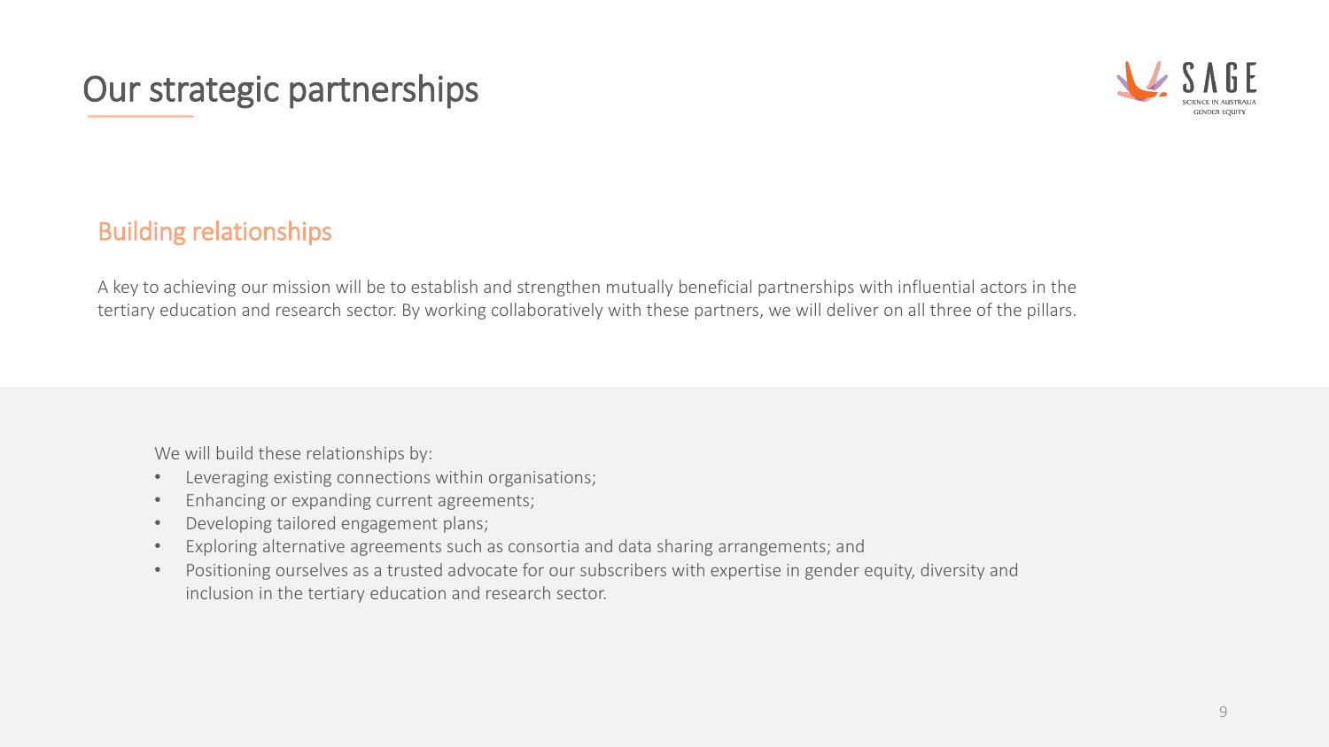# Our strategic partnerships

## Building relationships

A key to achieving our mission will be to establish and strengthen mutually beneficial partnerships with influential actors in the tertiary education and research sector. By working collaboratively with these partners, we will deliver on all three of the pillars.

We will build these relationships by:

- Leveraging existing connections within organisations;
- Enhancing or expanding current agreements;
- Developing tailored engagement plans;
- Exploring alternative agreements such as consortia and data sharing arrangements; and
- Positioning ourselves as a trusted advocate for our subscribers with expertise in gender equity, diversity and inclusion in the tertiary education and research sector.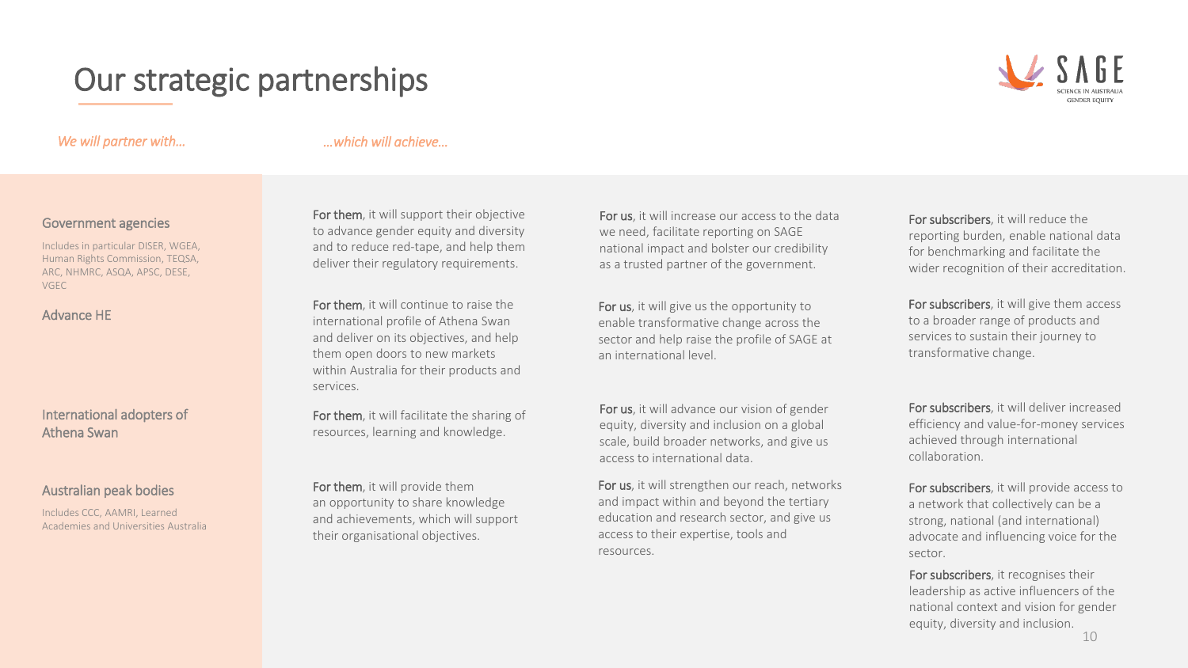# Our strategic partnerships

| *We will partner with…* | *…which will achieve…* | | |
|---|---|---|---|
| **Government agencies**<br>Includes in particular DISER, WGEA, Human Rights Commission, TEQSA, ARC, NHMRC, ASQA, APSC, DESE, VGEC | **For them**, it will support their objective to advance gender equity and diversity and to reduce red-tape, and help them deliver their regulatory requirements. | **For us**, it will increase our access to the data we need, facilitate reporting on SAGE national impact and bolster our credibility as a trusted partner of the government. | **For subscribers**, it will reduce the reporting burden, enable national data for benchmarking and facilitate the wider recognition of their accreditation. |
| **Advance HE** | **For them**, it will continue to raise the international profile of Athena Swan and deliver on its objectives, and help them open doors to new markets within Australia for their products and services. | **For us**, it will give us the opportunity to enable transformative change across the sector and help raise the profile of SAGE at an international level. | **For subscribers**, it will give them access to a broader range of products and services to sustain their journey to transformative change. |
| **International adopters of Athena Swan** | **For them**, it will facilitate the sharing of resources, learning and knowledge. | **For us**, it will advance our vision of gender equity, diversity and inclusion on a global scale, build broader networks, and give us access to international data. | **For subscribers**, it will deliver increased efficiency and value-for-money services achieved through international collaboration. |
| **Australian peak bodies**<br>Includes CCC, AAMRI, Learned Academies and Universities Australia | **For them**, it will provide them an opportunity to share knowledge and achievements, which will support their organisational objectives. | **For us**, it will strengthen our reach, networks and impact within and beyond the tertiary education and research sector, and give us access to their expertise, tools and resources. | **For subscribers**, it will provide access to a network that collectively can be a strong, national (and international) advocate and influencing voice for the sector.<br><br>**For subscribers**, it recognises their leadership as active influencers of the national context and vision for gender equity, diversity and inclusion. |